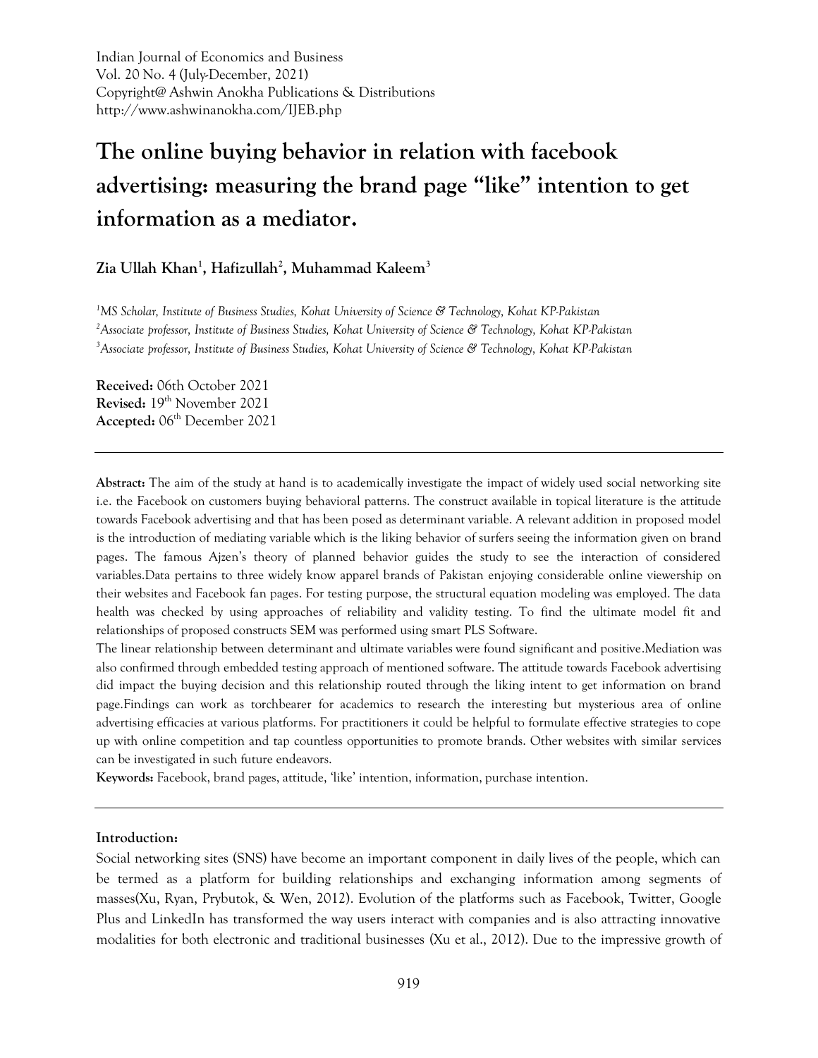Indian Journal of Economics and Business
Vol. 20 No. 4 (July-December, 2021)
Copyright@ Ashwin Anokha Publications & Distributions
http://www.ashwinanokha.com/IJEB.php

# The online buying behavior in relation with facebook advertising: measuring the brand page "like" intention to get information as a mediator.

**Zia Ullah Khan[1], Hafizullah[2], Muhammad Kaleem[3]**

*[1]MS Scholar, Institute of Business Studies, Kohat University of Science & Technology, Kohat KP-Pakistan*
*[2]Associate professor, Institute of Business Studies, Kohat University of Science & Technology, Kohat KP-Pakistan*
*[3]Associate professor, Institute of Business Studies, Kohat University of Science & Technology, Kohat KP-Pakistan*

**Received:** 06th October 2021
**Revised:** 19th November 2021
**Accepted:** 06th December 2021

---

**Abstract:** The aim of the study at hand is to academically investigate the impact of widely used social networking site i.e. the Facebook on customers buying behavioral patterns. The construct available in topical literature is the attitude towards Facebook advertising and that has been posed as determinant variable. A relevant addition in proposed model is the introduction of mediating variable which is the liking behavior of surfers seeing the information given on brand pages. The famous Ajzen's theory of planned behavior guides the study to see the interaction of considered variables.Data pertains to three widely know apparel brands of Pakistan enjoying considerable online viewership on their websites and Facebook fan pages. For testing purpose, the structural equation modeling was employed. The data health was checked by using approaches of reliability and validity testing. To find the ultimate model fit and relationships of proposed constructs SEM was performed using smart PLS Software.

The linear relationship between determinant and ultimate variables were found significant and positive.Mediation was also confirmed through embedded testing approach of mentioned software. The attitude towards Facebook advertising did impact the buying decision and this relationship routed through the liking intent to get information on brand page.Findings can work as torchbearer for academics to research the interesting but mysterious area of online advertising efficacies at various platforms. For practitioners it could be helpful to formulate effective strategies to cope up with online competition and tap countless opportunities to promote brands. Other websites with similar services can be investigated in such future endeavors.

**Keywords:** Facebook, brand pages, attitude, 'like' intention, information, purchase intention.

---

**Introduction:**

Social networking sites (SNS) have become an important component in daily lives of the people, which can be termed as a platform for building relationships and exchanging information among segments of masses(Xu, Ryan, Prybutok, & Wen, 2012). Evolution of the platforms such as Facebook, Twitter, Google Plus and LinkedIn has transformed the way users interact with companies and is also attracting innovative modalities for both electronic and traditional businesses (Xu et al., 2012). Due to the impressive growth of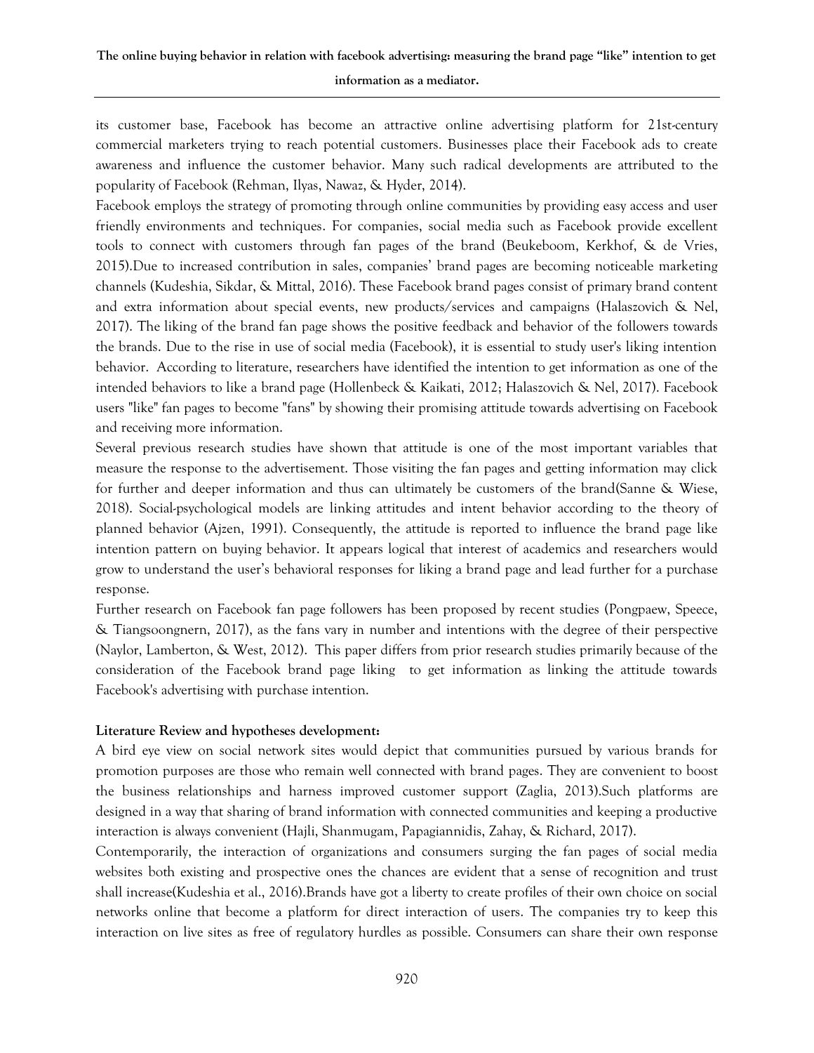its customer base, Facebook has become an attractive online advertising platform for 21st-century commercial marketers trying to reach potential customers. Businesses place their Facebook ads to create awareness and influence the customer behavior. Many such radical developments are attributed to the popularity of Facebook (Rehman, Ilyas, Nawaz, & Hyder, 2014).

Facebook employs the strategy of promoting through online communities by providing easy access and user friendly environments and techniques. For companies, social media such as Facebook provide excellent tools to connect with customers through fan pages of the brand (Beukeboom, Kerkhof, & de Vries, 2015).Due to increased contribution in sales, companies' brand pages are becoming noticeable marketing channels (Kudeshia, Sikdar, & Mittal, 2016). These Facebook brand pages consist of primary brand content and extra information about special events, new products/services and campaigns (Halaszovich & Nel, 2017). The liking of the brand fan page shows the positive feedback and behavior of the followers towards the brands. Due to the rise in use of social media (Facebook), it is essential to study user's liking intention behavior. According to literature, researchers have identified the intention to get information as one of the intended behaviors to like a brand page (Hollenbeck & Kaikati, 2012; Halaszovich & Nel, 2017). Facebook users "like" fan pages to become "fans" by showing their promising attitude towards advertising on Facebook and receiving more information.

Several previous research studies have shown that attitude is one of the most important variables that measure the response to the advertisement. Those visiting the fan pages and getting information may click for further and deeper information and thus can ultimately be customers of the brand(Sanne & Wiese, 2018). Social-psychological models are linking attitudes and intent behavior according to the theory of planned behavior (Ajzen, 1991). Consequently, the attitude is reported to influence the brand page like intention pattern on buying behavior. It appears logical that interest of academics and researchers would grow to understand the user's behavioral responses for liking a brand page and lead further for a purchase response.

Further research on Facebook fan page followers has been proposed by recent studies (Pongpaew, Speece, & Tiangsoongnern, 2017), as the fans vary in number and intentions with the degree of their perspective (Naylor, Lamberton, & West, 2012). This paper differs from prior research studies primarily because of the consideration of the Facebook brand page liking to get information as linking the attitude towards Facebook's advertising with purchase intention.

**Literature Review and hypotheses development:**

A bird eye view on social network sites would depict that communities pursued by various brands for promotion purposes are those who remain well connected with brand pages. They are convenient to boost the business relationships and harness improved customer support (Zaglia, 2013).Such platforms are designed in a way that sharing of brand information with connected communities and keeping a productive interaction is always convenient (Hajli, Shanmugam, Papagiannidis, Zahay, & Richard, 2017).

Contemporarily, the interaction of organizations and consumers surging the fan pages of social media websites both existing and prospective ones the chances are evident that a sense of recognition and trust shall increase(Kudeshia et al., 2016).Brands have got a liberty to create profiles of their own choice on social networks online that become a platform for direct interaction of users. The companies try to keep this interaction on live sites as free of regulatory hurdles as possible. Consumers can share their own response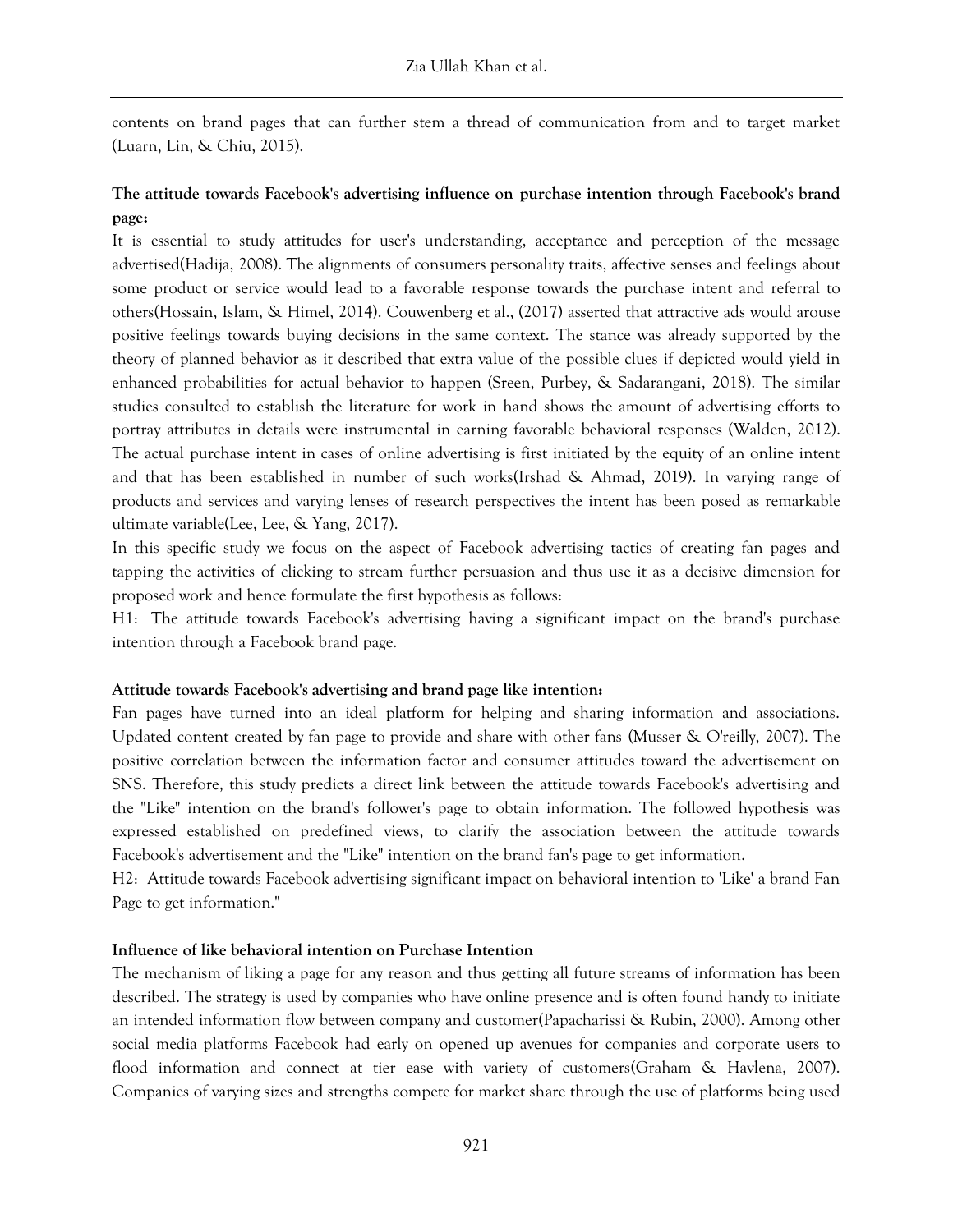contents on brand pages that can further stem a thread of communication from and to target market (Luarn, Lin, & Chiu, 2015).

### The attitude towards Facebook's advertising influence on purchase intention through Facebook's brand page:

It is essential to study attitudes for user's understanding, acceptance and perception of the message advertised(Hadija, 2008). The alignments of consumers personality traits, affective senses and feelings about some product or service would lead to a favorable response towards the purchase intent and referral to others(Hossain, Islam, & Himel, 2014). Couwenberg et al., (2017) asserted that attractive ads would arouse positive feelings towards buying decisions in the same context. The stance was already supported by the theory of planned behavior as it described that extra value of the possible clues if depicted would yield in enhanced probabilities for actual behavior to happen (Sreen, Purbey, & Sadarangani, 2018). The similar studies consulted to establish the literature for work in hand shows the amount of advertising efforts to portray attributes in details were instrumental in earning favorable behavioral responses (Walden, 2012). The actual purchase intent in cases of online advertising is first initiated by the equity of an online intent and that has been established in number of such works(Irshad & Ahmad, 2019). In varying range of products and services and varying lenses of research perspectives the intent has been posed as remarkable ultimate variable(Lee, Lee, & Yang, 2017).

In this specific study we focus on the aspect of Facebook advertising tactics of creating fan pages and tapping the activities of clicking to stream further persuasion and thus use it as a decisive dimension for proposed work and hence formulate the first hypothesis as follows:

H1: The attitude towards Facebook's advertising having a significant impact on the brand's purchase intention through a Facebook brand page.

### Attitude towards Facebook's advertising and brand page like intention:

Fan pages have turned into an ideal platform for helping and sharing information and associations. Updated content created by fan page to provide and share with other fans (Musser & O'reilly, 2007). The positive correlation between the information factor and consumer attitudes toward the advertisement on SNS. Therefore, this study predicts a direct link between the attitude towards Facebook's advertising and the "Like" intention on the brand's follower's page to obtain information. The followed hypothesis was expressed established on predefined views, to clarify the association between the attitude towards Facebook's advertisement and the "Like" intention on the brand fan's page to get information.

H2: Attitude towards Facebook advertising significant impact on behavioral intention to 'Like' a brand Fan Page to get information."

### Influence of like behavioral intention on Purchase Intention

The mechanism of liking a page for any reason and thus getting all future streams of information has been described. The strategy is used by companies who have online presence and is often found handy to initiate an intended information flow between company and customer(Papacharissi & Rubin, 2000). Among other social media platforms Facebook had early on opened up avenues for companies and corporate users to flood information and connect at tier ease with variety of customers(Graham & Havlena, 2007). Companies of varying sizes and strengths compete for market share through the use of platforms being used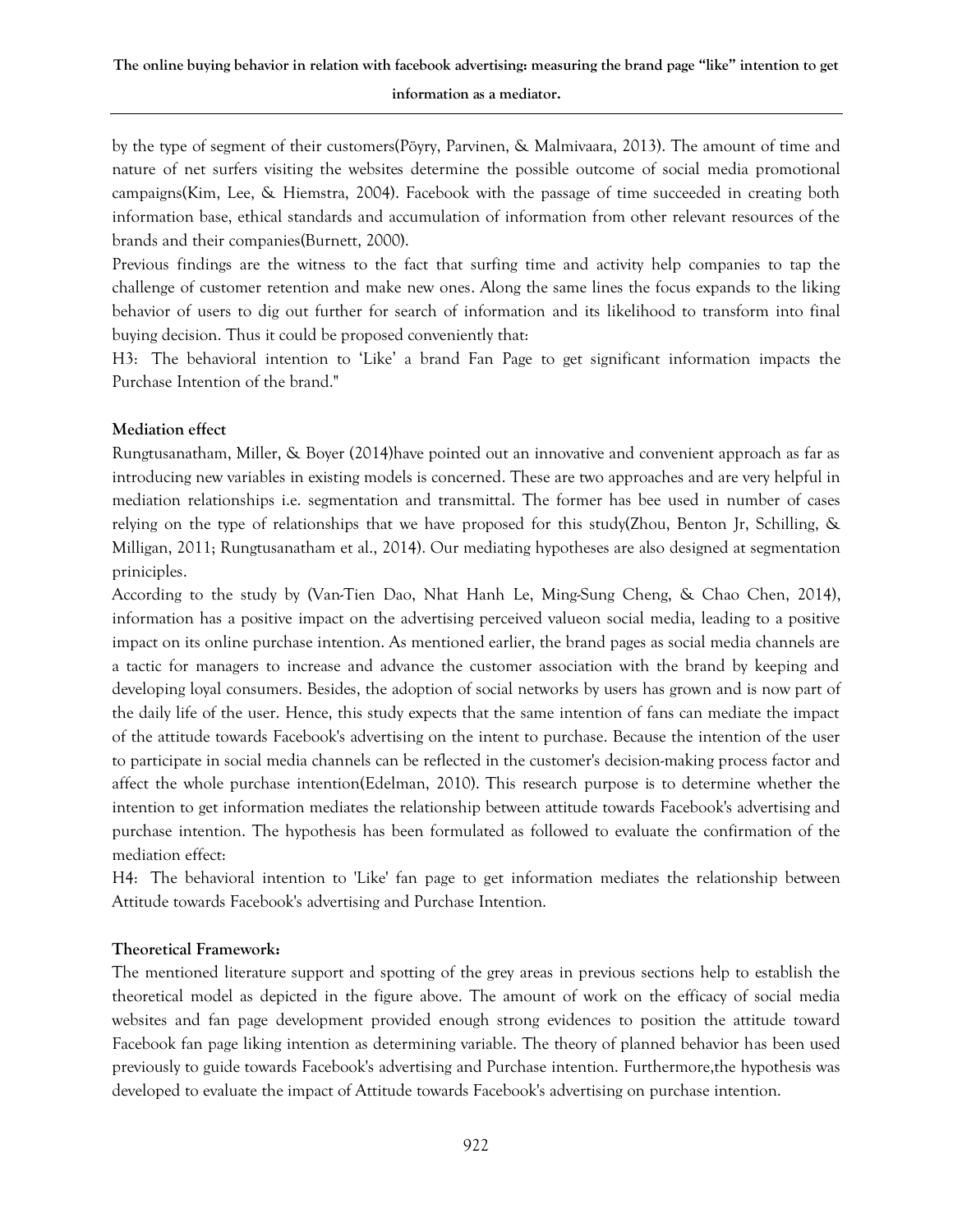by the type of segment of their customers(Pöyry, Parvinen, & Malmivaara, 2013). The amount of time and nature of net surfers visiting the websites determine the possible outcome of social media promotional campaigns(Kim, Lee, & Hiemstra, 2004). Facebook with the passage of time succeeded in creating both information base, ethical standards and accumulation of information from other relevant resources of the brands and their companies(Burnett, 2000).

Previous findings are the witness to the fact that surfing time and activity help companies to tap the challenge of customer retention and make new ones. Along the same lines the focus expands to the liking behavior of users to dig out further for search of information and its likelihood to transform into final buying decision. Thus it could be proposed conveniently that:

H3: The behavioral intention to 'Like' a brand Fan Page to get significant information impacts the Purchase Intention of the brand."

**Mediation effect**

Rungtusanatham, Miller, & Boyer (2014)have pointed out an innovative and convenient approach as far as introducing new variables in existing models is concerned. These are two approaches and are very helpful in mediation relationships i.e. segmentation and transmittal. The former has bee used in number of cases relying on the type of relationships that we have proposed for this study(Zhou, Benton Jr, Schilling, & Milligan, 2011; Rungtusanatham et al., 2014). Our mediating hypotheses are also designed at segmentation priniciples.

According to the study by (Van-Tien Dao, Nhat Hanh Le, Ming-Sung Cheng, & Chao Chen, 2014), information has a positive impact on the advertising perceived valueon social media, leading to a positive impact on its online purchase intention. As mentioned earlier, the brand pages as social media channels are a tactic for managers to increase and advance the customer association with the brand by keeping and developing loyal consumers. Besides, the adoption of social networks by users has grown and is now part of the daily life of the user. Hence, this study expects that the same intention of fans can mediate the impact of the attitude towards Facebook's advertising on the intent to purchase. Because the intention of the user to participate in social media channels can be reflected in the customer's decision-making process factor and affect the whole purchase intention(Edelman, 2010). This research purpose is to determine whether the intention to get information mediates the relationship between attitude towards Facebook's advertising and purchase intention. The hypothesis has been formulated as followed to evaluate the confirmation of the mediation effect:

H4: The behavioral intention to 'Like' fan page to get information mediates the relationship between Attitude towards Facebook's advertising and Purchase Intention.

**Theoretical Framework:**

The mentioned literature support and spotting of the grey areas in previous sections help to establish the theoretical model as depicted in the figure above. The amount of work on the efficacy of social media websites and fan page development provided enough strong evidences to position the attitude toward Facebook fan page liking intention as determining variable. The theory of planned behavior has been used previously to guide towards Facebook's advertising and Purchase intention. Furthermore,the hypothesis was developed to evaluate the impact of Attitude towards Facebook's advertising on purchase intention.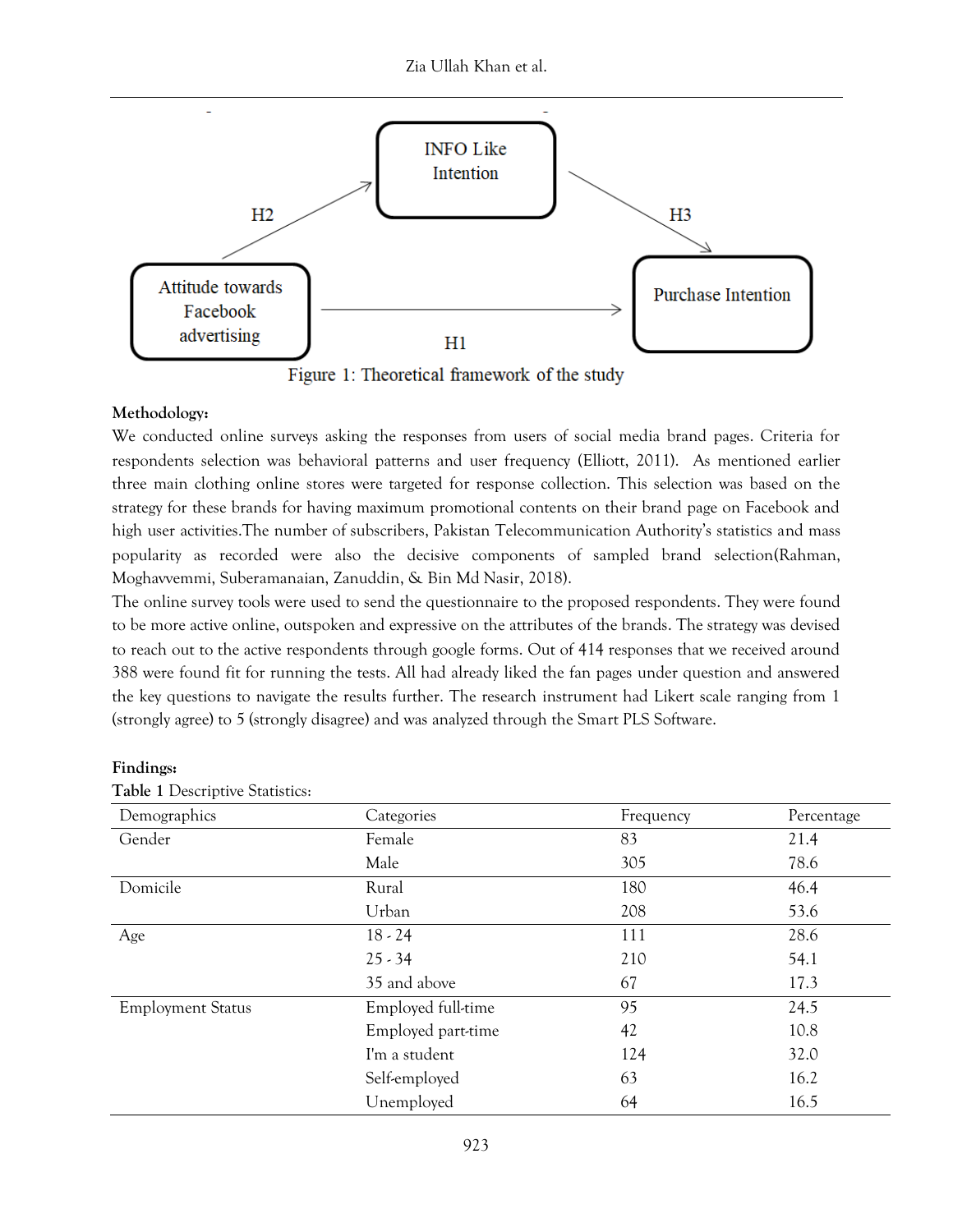Figure 1: Theoretical framework of the study

**Methodology:**

We conducted online surveys asking the responses from users of social media brand pages. Criteria for respondents selection was behavioral patterns and user frequency (Elliott, 2011). As mentioned earlier three main clothing online stores were targeted for response collection. This selection was based on the strategy for these brands for having maximum promotional contents on their brand page on Facebook and high user activities.The number of subscribers, Pakistan Telecommunication Authority's statistics and mass popularity as recorded were also the decisive components of sampled brand selection(Rahman, Moghavvemmi, Suberamanaian, Zanuddin, & Bin Md Nasir, 2018).

The online survey tools were used to send the questionnaire to the proposed respondents. They were found to be more active online, outspoken and expressive on the attributes of the brands. The strategy was devised to reach out to the active respondents through google forms. Out of 414 responses that we received around 388 were found fit for running the tests. All had already liked the fan pages under question and answered the key questions to navigate the results further. The research instrument had Likert scale ranging from 1 (strongly agree) to 5 (strongly disagree) and was analyzed through the Smart PLS Software.

**Findings:**

**Table 1** Descriptive Statistics:

| Demographics | Categories | Frequency | Percentage |
|---|---|---|---|
| Gender | Female | 83 | 21.4 |
| | Male | 305 | 78.6 |
| Domicile | Rural | 180 | 46.4 |
| | Urban | 208 | 53.6 |
| Age | 18 - 24 | 111 | 28.6 |
| | 25 - 34 | 210 | 54.1 |
| | 35 and above | 67 | 17.3 |
| Employment Status | Employed full-time | 95 | 24.5 |
| | Employed part-time | 42 | 10.8 |
| | I'm a student | 124 | 32.0 |
| | Self-employed | 63 | 16.2 |
| | Unemployed | 64 | 16.5 |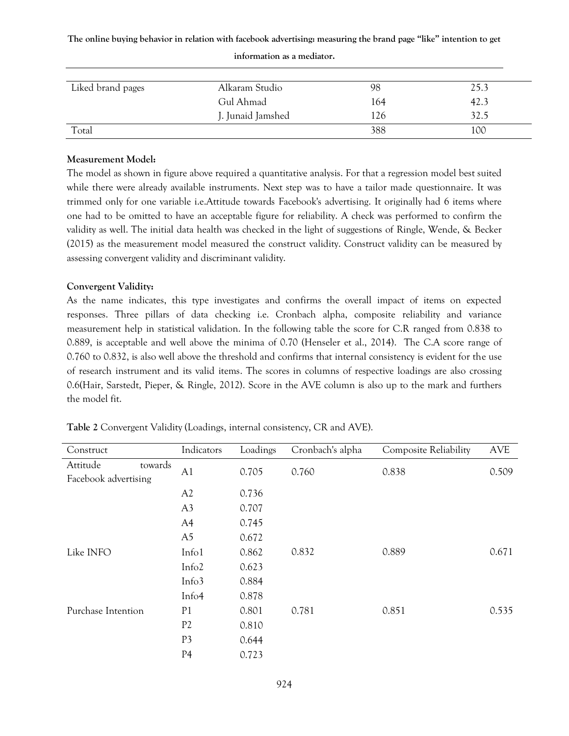| Liked brand pages | Alkaram Studio | 98 | 25.3 |
|---|---|---|---|
| | Gul Ahmad | 164 | 42.3 |
| | J. Junaid Jamshed | 126 | 32.5 |
| Total | | 388 | 100 |

**Measurement Model:**

The model as shown in figure above required a quantitative analysis. For that a regression model best suited while there were already available instruments. Next step was to have a tailor made questionnaire. It was trimmed only for one variable i.e.Attitude towards Facebook's advertising. It originally had 6 items where one had to be omitted to have an acceptable figure for reliability. A check was performed to confirm the validity as well. The initial data health was checked in the light of suggestions of Ringle, Wende, & Becker (2015) as the measurement model measured the construct validity. Construct validity can be measured by assessing convergent validity and discriminant validity.

**Convergent Validity:**

As the name indicates, this type investigates and confirms the overall impact of items on expected responses. Three pillars of data checking i.e. Cronbach alpha, composite reliability and variance measurement help in statistical validation. In the following table the score for C.R ranged from 0.838 to 0.889, is acceptable and well above the minima of 0.70 (Henseler et al., 2014). The C.A score range of 0.760 to 0.832, is also well above the threshold and confirms that internal consistency is evident for the use of research instrument and its valid items. The scores in columns of respective loadings are also crossing 0.6(Hair, Sarstedt, Pieper, & Ringle, 2012). Score in the AVE column is also up to the mark and furthers the model fit.

**Table 2** Convergent Validity (Loadings, internal consistency, CR and AVE).

| Construct | Indicators | Loadings | Cronbach's alpha | Composite Reliability | AVE |
|---|---|---|---|---|---|
| Attitude towards Facebook advertising | A1 | 0.705 | 0.760 | 0.838 | 0.509 |
| | A2 | 0.736 | | | |
| | A3 | 0.707 | | | |
| | A4 | 0.745 | | | |
| | A5 | 0.672 | | | |
| Like INFO | Info1 | 0.862 | 0.832 | 0.889 | 0.671 |
| | Info2 | 0.623 | | | |
| | Info3 | 0.884 | | | |
| | Info4 | 0.878 | | | |
| Purchase Intention | P1 | 0.801 | 0.781 | 0.851 | 0.535 |
| | P2 | 0.810 | | | |
| | P3 | 0.644 | | | |
| | P4 | 0.723 | | | |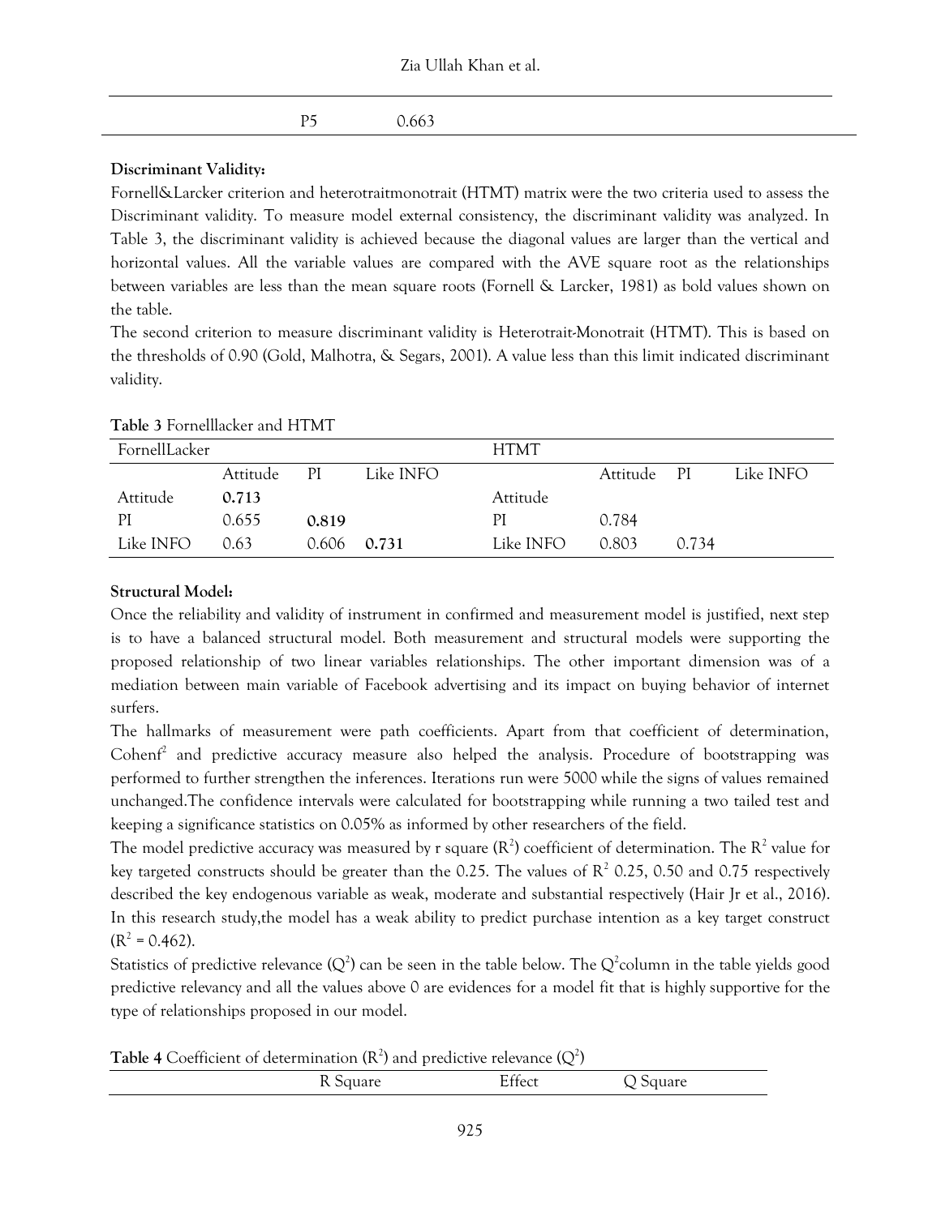| | P5 | 0.663 |
|---|---|---|

**Discriminant Validity:**

Fornell&Larcker criterion and heterotraitmonotrait (HTMT) matrix were the two criteria used to assess the Discriminant validity. To measure model external consistency, the discriminant validity was analyzed. In Table 3, the discriminant validity is achieved because the diagonal values are larger than the vertical and horizontal values. All the variable values are compared with the AVE square root as the relationships between variables are less than the mean square roots (Fornell & Larcker, 1981) as bold values shown on the table.

The second criterion to measure discriminant validity is Heterotrait-Monotrait (HTMT). This is based on the thresholds of 0.90 (Gold, Malhotra, & Segars, 2001). A value less than this limit indicated discriminant validity.

**Table 3** Fornelllacker and HTMT

| FornellLacker | | | | HTMT | | | |
|---|---|---|---|---|---|---|---|
| | Attitude | PI | Like INFO | | Attitude | PI | Like INFO |
| Attitude | **0.713** | | | Attitude | | | |
| PI | 0.655 | **0.819** | | PI | 0.784 | | |
| Like INFO | 0.63 | 0.606 | **0.731** | Like INFO | 0.803 | 0.734 | |

**Structural Model:**

Once the reliability and validity of instrument in confirmed and measurement model is justified, next step is to have a balanced structural model. Both measurement and structural models were supporting the proposed relationship of two linear variables relationships. The other important dimension was of a mediation between main variable of Facebook advertising and its impact on buying behavior of internet surfers.

The hallmarks of measurement were path coefficients. Apart from that coefficient of determination, Cohen$f^2$ and predictive accuracy measure also helped the analysis. Procedure of bootstrapping was performed to further strengthen the inferences. Iterations run were 5000 while the signs of values remained unchanged.The confidence intervals were calculated for bootstrapping while running a two tailed test and keeping a significance statistics on 0.05% as informed by other researchers of the field.

The model predictive accuracy was measured by r square ($R^2$) coefficient of determination. The $R^2$ value for key targeted constructs should be greater than the 0.25. The values of $R^2$ 0.25, 0.50 and 0.75 respectively described the key endogenous variable as weak, moderate and substantial respectively (Hair Jr et al., 2016). In this research study,the model has a weak ability to predict purchase intention as a key target construct ($R^2$ = 0.462).

Statistics of predictive relevance ($Q^2$) can be seen in the table below. The $Q^2$column in the table yields good predictive relevancy and all the values above 0 are evidences for a model fit that is highly supportive for the type of relationships proposed in our model.

**Table 4** Coefficient of determination ($R^2$) and predictive relevance ($Q^2$)

| | R Square | Effect | Q Square |
|---|---|---|---|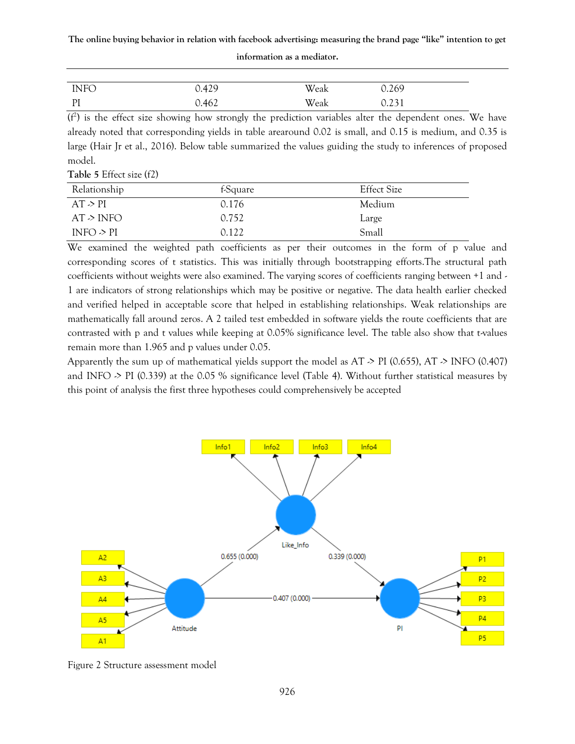| INFO | 0.429 | Weak | 0.269 |
|---|---|---|---|
| PI | 0.462 | Weak | 0.231 |

($f^2$) is the effect size showing how strongly the prediction variables alter the dependent ones. We have already noted that corresponding yields in table areround 0.02 is small, and 0.15 is medium, and 0.35 is large (Hair Jr et al., 2016). Below table summarized the values guiding the study to inferences of proposed model.

**Table 5** Effect size (f2)

| Relationship | f-Square | Effect Size |
|---|---|---|
| AT -> PI | 0.176 | Medium |
| AT -> INFO | 0.752 | Large |
| INFO -> PI | 0.122 | Small |

We examined the weighted path coefficients as per their outcomes in the form of p value and corresponding scores of t statistics. This was initially through bootstrapping efforts.The structural path coefficients without weights were also examined. The varying scores of coefficients ranging between +1 and -1 are indicators of strong relationships which may be positive or negative. The data health earlier checked and verified helped in acceptable score that helped in establishing relationships. Weak relationships are mathematically fall around zeros. A 2 tailed test embedded in software yields the route coefficients that are contrasted with p and t values while keeping at 0.05% significance level. The table also show that t-values remain more than 1.965 and p values under 0.05.

Apparently the sum up of mathematical yields support the model as AT -> PI (0.655), AT -> INFO (0.407) and INFO -> PI (0.339) at the 0.05 % significance level (Table 4). Without further statistical measures by this point of analysis the first three hypotheses could comprehensively be accepted

Figure 2 Structure assessment model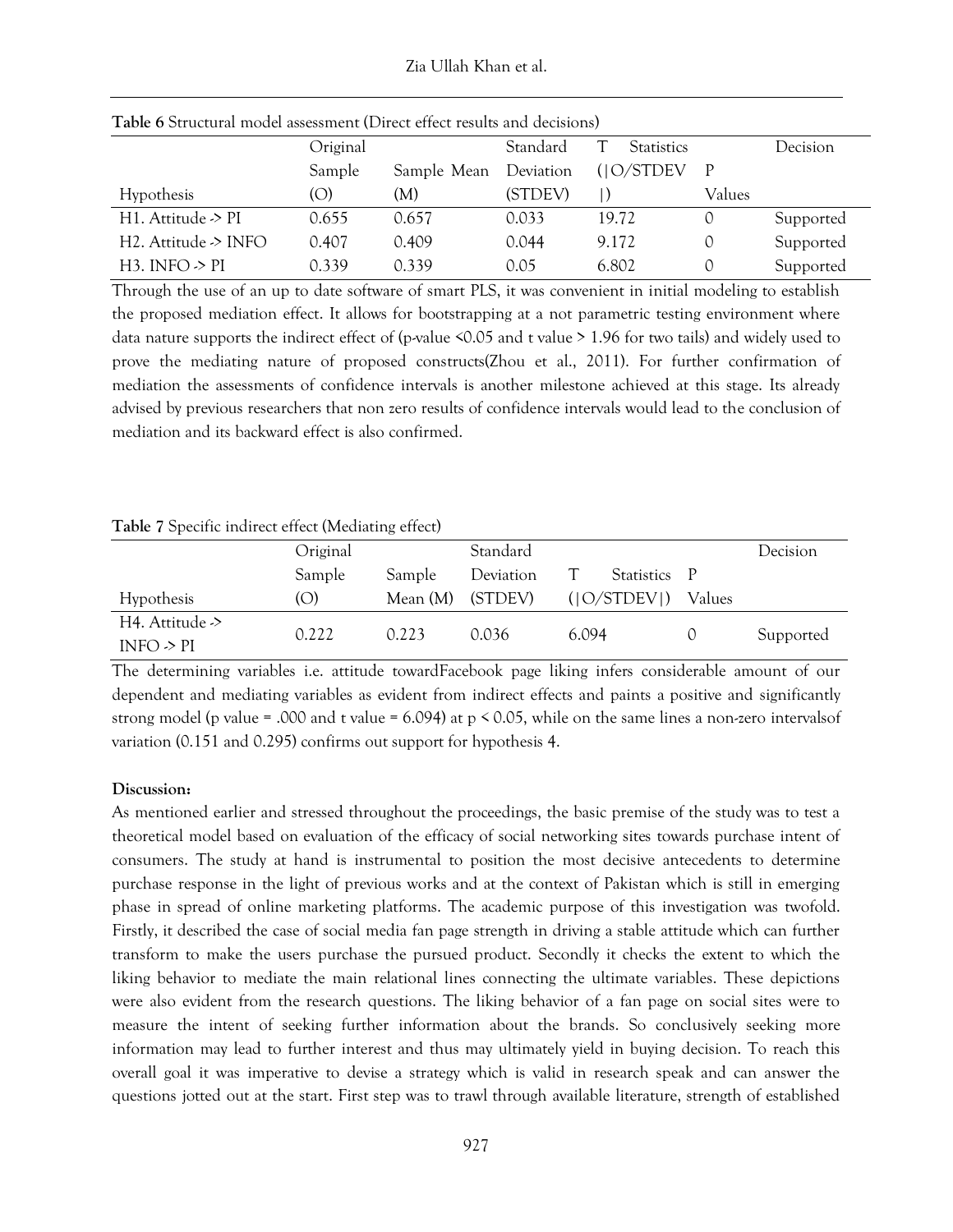**Table 6** Structural model assessment (Direct effect results and decisions)

| Hypothesis | Original Sample (O) | Sample Mean (M) | Standard Deviation (STDEV) | T Statistics (\|O/STDEV\|) | P Values | Decision |
|---|---|---|---|---|---|---|
| H1. Attitude -> PI | 0.655 | 0.657 | 0.033 | 19.72 | 0 | Supported |
| H2. Attitude -> INFO | 0.407 | 0.409 | 0.044 | 9.172 | 0 | Supported |
| H3. INFO -> PI | 0.339 | 0.339 | 0.05 | 6.802 | 0 | Supported |

Through the use of an up to date software of smart PLS, it was convenient in initial modeling to establish the proposed mediation effect. It allows for bootstrapping at a not parametric testing environment where data nature supports the indirect effect of (p-value <0.05 and t value > 1.96 for two tails) and widely used to prove the mediating nature of proposed constructs(Zhou et al., 2011). For further confirmation of mediation the assessments of confidence intervals is another milestone achieved at this stage. Its already advised by previous researchers that non zero results of confidence intervals would lead to the conclusion of mediation and its backward effect is also confirmed.

**Table 7** Specific indirect effect (Mediating effect)

| Hypothesis | Original Sample (O) | Sample Mean (M) | Standard Deviation (STDEV) | T Statistics (\|O/STDEV\|) | P Values | Decision |
|---|---|---|---|---|---|---|
| H4. Attitude -> INFO -> PI | 0.222 | 0.223 | 0.036 | 6.094 | 0 | Supported |

The determining variables i.e. attitude towardFacebook page liking infers considerable amount of our dependent and mediating variables as evident from indirect effects and paints a positive and significantly strong model (p value = .000 and t value = 6.094) at $p < 0.05$, while on the same lines a non-zero intervalsof variation (0.151 and 0.295) confirms out support for hypothesis 4.

**Discussion:**

As mentioned earlier and stressed throughout the proceedings, the basic premise of the study was to test a theoretical model based on evaluation of the efficacy of social networking sites towards purchase intent of consumers. The study at hand is instrumental to position the most decisive antecedents to determine purchase response in the light of previous works and at the context of Pakistan which is still in emerging phase in spread of online marketing platforms. The academic purpose of this investigation was twofold. Firstly, it described the case of social media fan page strength in driving a stable attitude which can further transform to make the users purchase the pursued product. Secondly it checks the extent to which the liking behavior to mediate the main relational lines connecting the ultimate variables. These depictions were also evident from the research questions. The liking behavior of a fan page on social sites were to measure the intent of seeking further information about the brands. So conclusively seeking more information may lead to further interest and thus may ultimately yield in buying decision. To reach this overall goal it was imperative to devise a strategy which is valid in research speak and can answer the questions jotted out at the start. First step was to trawl through available literature, strength of established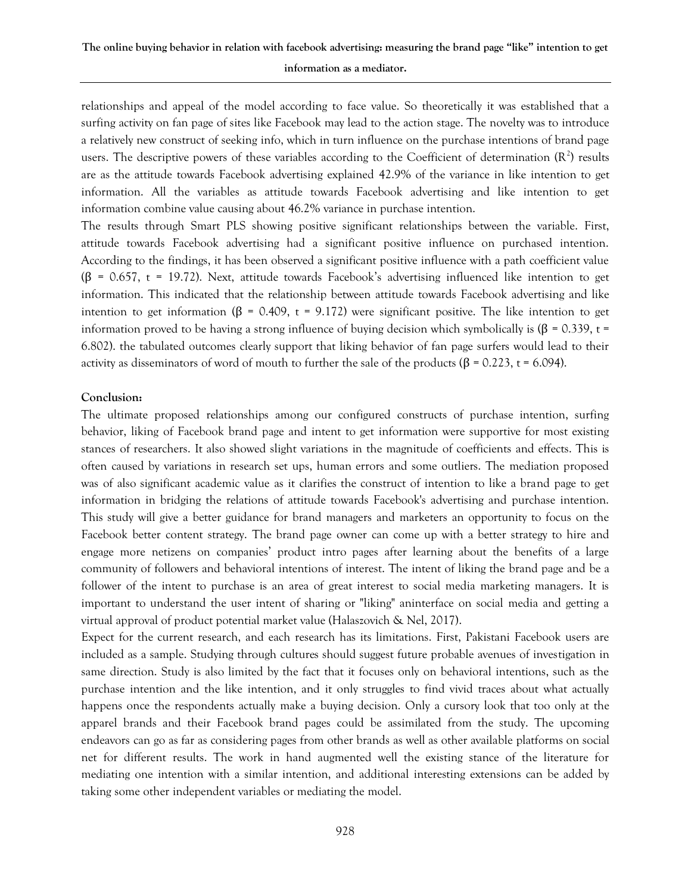relationships and appeal of the model according to face value. So theoretically it was established that a surfing activity on fan page of sites like Facebook may lead to the action stage. The novelty was to introduce a relatively new construct of seeking info, which in turn influence on the purchase intentions of brand page users. The descriptive powers of these variables according to the Coefficient of determination ($R^2$) results are as the attitude towards Facebook advertising explained 42.9% of the variance in like intention to get information. All the variables as attitude towards Facebook advertising and like intention to get information combine value causing about 46.2% variance in purchase intention.

The results through Smart PLS showing positive significant relationships between the variable. First, attitude towards Facebook advertising had a significant positive influence on purchased intention. According to the findings, it has been observed a significant positive influence with a path coefficient value ($\beta$ = 0.657, t = 19.72). Next, attitude towards Facebook's advertising influenced like intention to get information. This indicated that the relationship between attitude towards Facebook advertising and like intention to get information ($\beta$ = 0.409, t = 9.172) were significant positive. The like intention to get information proved to be having a strong influence of buying decision which symbolically is ($\beta$ = 0.339, t = 6.802). the tabulated outcomes clearly support that liking behavior of fan page surfers would lead to their activity as disseminators of word of mouth to further the sale of the products ($\beta$ = 0.223, t = 6.094).

**Conclusion:**

The ultimate proposed relationships among our configured constructs of purchase intention, surfing behavior, liking of Facebook brand page and intent to get information were supportive for most existing stances of researchers. It also showed slight variations in the magnitude of coefficients and effects. This is often caused by variations in research set ups, human errors and some outliers. The mediation proposed was of also significant academic value as it clarifies the construct of intention to like a brand page to get information in bridging the relations of attitude towards Facebook's advertising and purchase intention. This study will give a better guidance for brand managers and marketers an opportunity to focus on the Facebook better content strategy. The brand page owner can come up with a better strategy to hire and engage more netizens on companies' product intro pages after learning about the benefits of a large community of followers and behavioral intentions of interest. The intent of liking the brand page and be a follower of the intent to purchase is an area of great interest to social media marketing managers. It is important to understand the user intent of sharing or "liking" aninterface on social media and getting a virtual approval of product potential market value (Halaszovich & Nel, 2017).

Expect for the current research, and each research has its limitations. First, Pakistani Facebook users are included as a sample. Studying through cultures should suggest future probable avenues of investigation in same direction. Study is also limited by the fact that it focuses only on behavioral intentions, such as the purchase intention and the like intention, and it only struggles to find vivid traces about what actually happens once the respondents actually make a buying decision. Only a cursory look that too only at the apparel brands and their Facebook brand pages could be assimilated from the study. The upcoming endeavors can go as far as considering pages from other brands as well as other available platforms on social net for different results. The work in hand augmented well the existing stance of the literature for mediating one intention with a similar intention, and additional interesting extensions can be added by taking some other independent variables or mediating the model.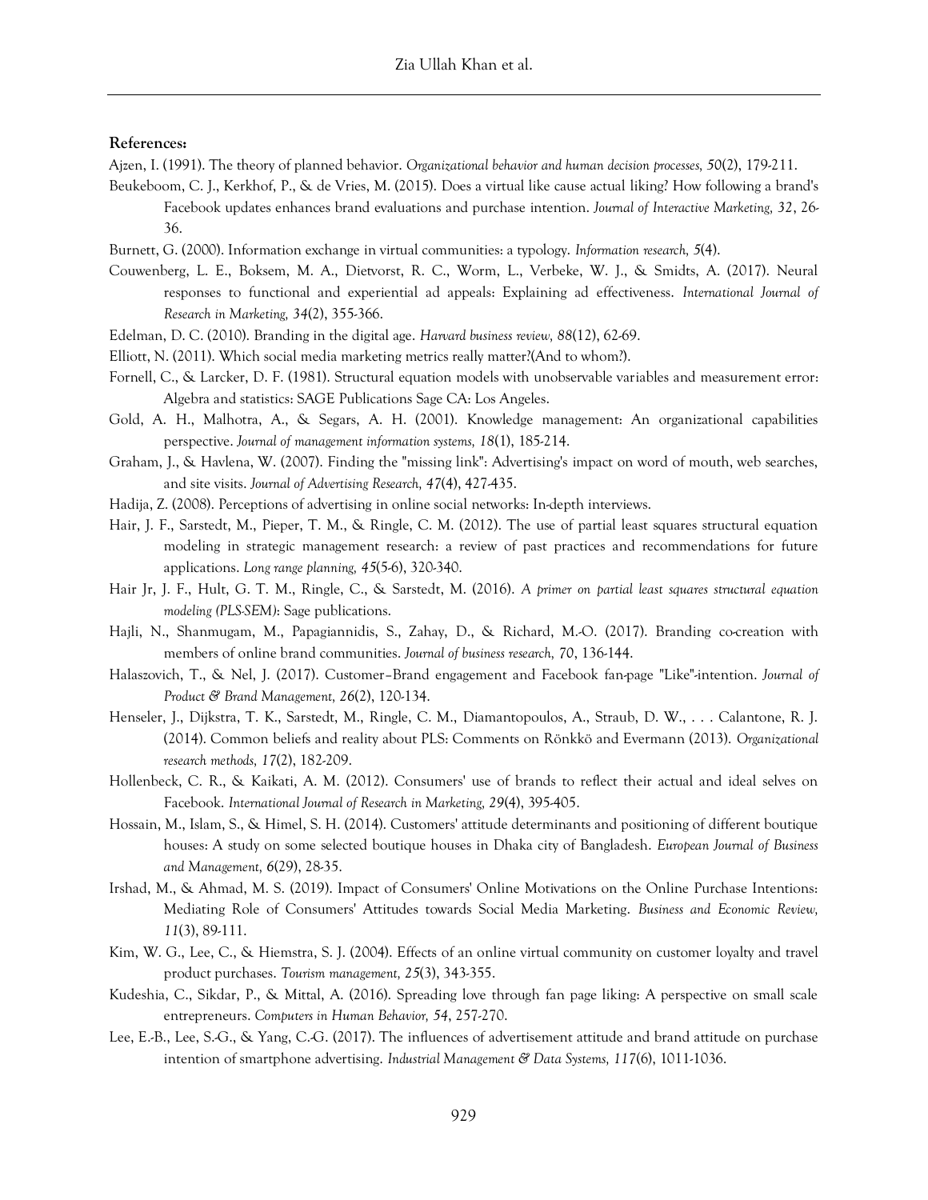**References:**

Ajzen, I. (1991). The theory of planned behavior. *Organizational behavior and human decision processes, 50*(2), 179-211.

Beukeboom, C. J., Kerkhof, P., & de Vries, M. (2015). Does a virtual like cause actual liking? How following a brand's Facebook updates enhances brand evaluations and purchase intention. *Journal of Interactive Marketing, 32*, 26-36.

Burnett, G. (2000). Information exchange in virtual communities: a typology. *Information research, 5*(4).

Couwenberg, L. E., Boksem, M. A., Dietvorst, R. C., Worm, L., Verbeke, W. J., & Smidts, A. (2017). Neural responses to functional and experiential ad appeals: Explaining ad effectiveness. *International Journal of Research in Marketing, 34*(2), 355-366.

Edelman, D. C. (2010). Branding in the digital age. *Harvard business review, 88*(12), 62-69.

Elliott, N. (2011). Which social media marketing metrics really matter?(And to whom?).

Fornell, C., & Larcker, D. F. (1981). Structural equation models with unobservable variables and measurement error: Algebra and statistics: SAGE Publications Sage CA: Los Angeles.

Gold, A. H., Malhotra, A., & Segars, A. H. (2001). Knowledge management: An organizational capabilities perspective. *Journal of management information systems, 18*(1), 185-214.

Graham, J., & Havlena, W. (2007). Finding the "missing link": Advertising's impact on word of mouth, web searches, and site visits. *Journal of Advertising Research, 47*(4), 427-435.

Hadija, Z. (2008). Perceptions of advertising in online social networks: In-depth interviews.

Hair, J. F., Sarstedt, M., Pieper, T. M., & Ringle, C. M. (2012). The use of partial least squares structural equation modeling in strategic management research: a review of past practices and recommendations for future applications. *Long range planning, 45*(5-6), 320-340.

Hair Jr, J. F., Hult, G. T. M., Ringle, C., & Sarstedt, M. (2016). *A primer on partial least squares structural equation modeling (PLS-SEM)*: Sage publications.

Hajli, N., Shanmugam, M., Papagiannidis, S., Zahay, D., & Richard, M.-O. (2017). Branding co-creation with members of online brand communities. *Journal of business research, 70*, 136-144.

Halaszovich, T., & Nel, J. (2017). Customer–Brand engagement and Facebook fan-page "Like"-intention. *Journal of Product & Brand Management, 26*(2), 120-134.

Henseler, J., Dijkstra, T. K., Sarstedt, M., Ringle, C. M., Diamantopoulos, A., Straub, D. W., . . . Calantone, R. J. (2014). Common beliefs and reality about PLS: Comments on Rönkkö and Evermann (2013). *Organizational research methods, 17*(2), 182-209.

Hollenbeck, C. R., & Kaikati, A. M. (2012). Consumers' use of brands to reflect their actual and ideal selves on Facebook. *International Journal of Research in Marketing, 29*(4), 395-405.

Hossain, M., Islam, S., & Himel, S. H. (2014). Customers' attitude determinants and positioning of different boutique houses: A study on some selected boutique houses in Dhaka city of Bangladesh. *European Journal of Business and Management, 6*(29), 28-35.

Irshad, M., & Ahmad, M. S. (2019). Impact of Consumers' Online Motivations on the Online Purchase Intentions: Mediating Role of Consumers' Attitudes towards Social Media Marketing. *Business and Economic Review, 11*(3), 89-111.

Kim, W. G., Lee, C., & Hiemstra, S. J. (2004). Effects of an online virtual community on customer loyalty and travel product purchases. *Tourism management, 25*(3), 343-355.

Kudeshia, C., Sikdar, P., & Mittal, A. (2016). Spreading love through fan page liking: A perspective on small scale entrepreneurs. *Computers in Human Behavior, 54*, 257-270.

Lee, E.-B., Lee, S.-G., & Yang, C.-G. (2017). The influences of advertisement attitude and brand attitude on purchase intention of smartphone advertising. *Industrial Management & Data Systems, 117*(6), 1011-1036.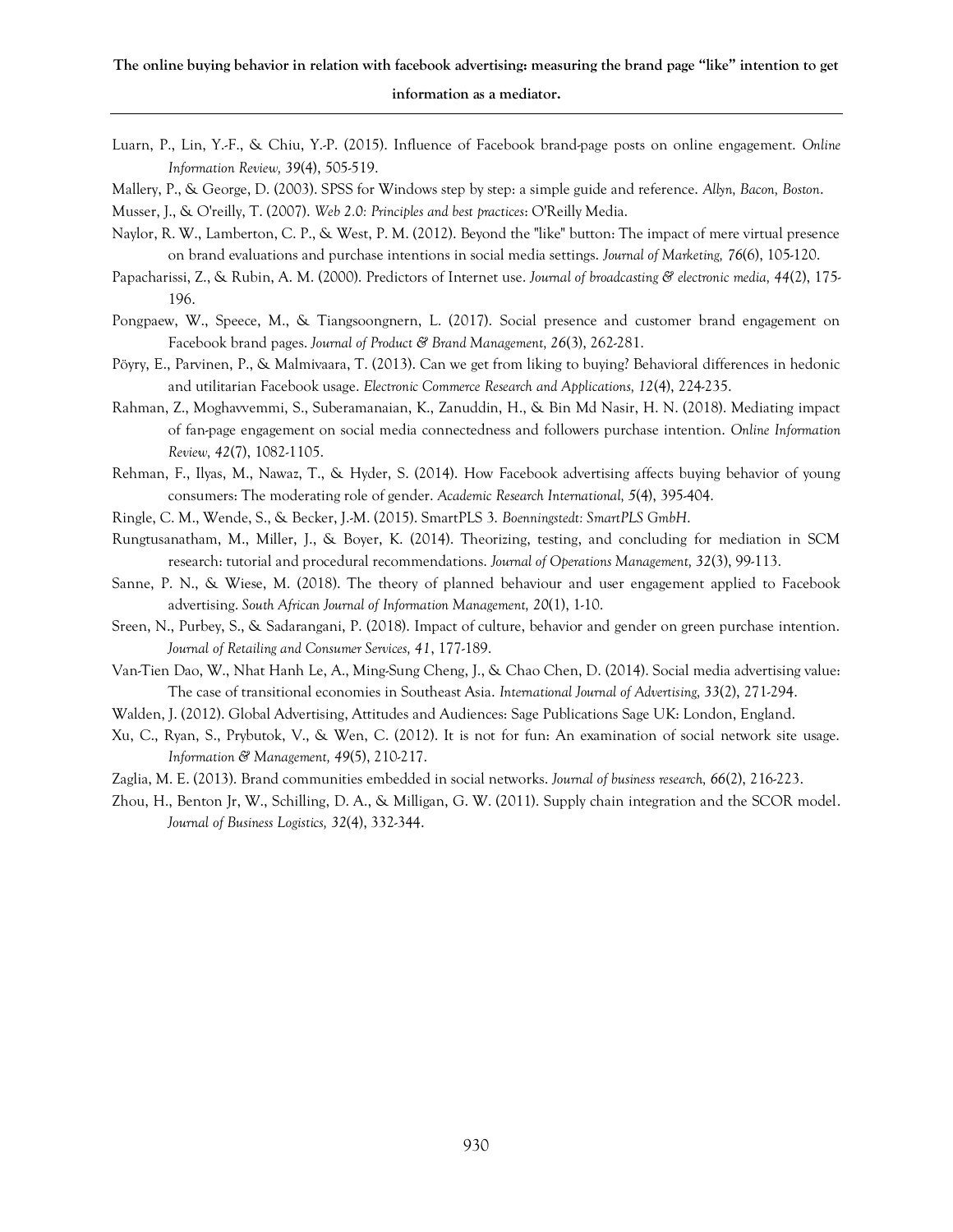Luarn, P., Lin, Y.-F., & Chiu, Y.-P. (2015). Influence of Facebook brand-page posts on online engagement. *Online Information Review, 39*(4), 505-519.

Mallery, P., & George, D. (2003). SPSS for Windows step by step: a simple guide and reference. *Allyn, Bacon, Boston*.

Musser, J., & O'reilly, T. (2007). *Web 2.0: Principles and best practices*: O'Reilly Media.

Naylor, R. W., Lamberton, C. P., & West, P. M. (2012). Beyond the "like" button: The impact of mere virtual presence on brand evaluations and purchase intentions in social media settings. *Journal of Marketing, 76*(6), 105-120.

Papacharissi, Z., & Rubin, A. M. (2000). Predictors of Internet use. *Journal of broadcasting & electronic media, 44*(2), 175-196.

Pongpaew, W., Speece, M., & Tiangsoongnern, L. (2017). Social presence and customer brand engagement on Facebook brand pages. *Journal of Product & Brand Management, 26*(3), 262-281.

Pöyry, E., Parvinen, P., & Malmivaara, T. (2013). Can we get from liking to buying? Behavioral differences in hedonic and utilitarian Facebook usage. *Electronic Commerce Research and Applications, 12*(4), 224-235.

Rahman, Z., Moghavvemmi, S., Suberamanaian, K., Zanuddin, H., & Bin Md Nasir, H. N. (2018). Mediating impact of fan-page engagement on social media connectedness and followers purchase intention. *Online Information Review, 42*(7), 1082-1105.

Rehman, F., Ilyas, M., Nawaz, T., & Hyder, S. (2014). How Facebook advertising affects buying behavior of young consumers: The moderating role of gender. *Academic Research International, 5*(4), 395-404.

Ringle, C. M., Wende, S., & Becker, J.-M. (2015). SmartPLS 3. *Boenningstedt: SmartPLS GmbH*.

Rungtusanatham, M., Miller, J., & Boyer, K. (2014). Theorizing, testing, and concluding for mediation in SCM research: tutorial and procedural recommendations. *Journal of Operations Management, 32*(3), 99-113.

Sanne, P. N., & Wiese, M. (2018). The theory of planned behaviour and user engagement applied to Facebook advertising. *South African Journal of Information Management, 20*(1), 1-10.

Sreen, N., Purbey, S., & Sadarangani, P. (2018). Impact of culture, behavior and gender on green purchase intention. *Journal of Retailing and Consumer Services, 41*, 177-189.

Van-Tien Dao, W., Nhat Hanh Le, A., Ming-Sung Cheng, J., & Chao Chen, D. (2014). Social media advertising value: The case of transitional economies in Southeast Asia. *International Journal of Advertising, 33*(2), 271-294.

Walden, J. (2012). Global Advertising, Attitudes and Audiences: Sage Publications Sage UK: London, England.

Xu, C., Ryan, S., Prybutok, V., & Wen, C. (2012). It is not for fun: An examination of social network site usage. *Information & Management, 49*(5), 210-217.

Zaglia, M. E. (2013). Brand communities embedded in social networks. *Journal of business research, 66*(2), 216-223.

Zhou, H., Benton Jr, W., Schilling, D. A., & Milligan, G. W. (2011). Supply chain integration and the SCOR model. *Journal of Business Logistics, 32*(4), 332-344.